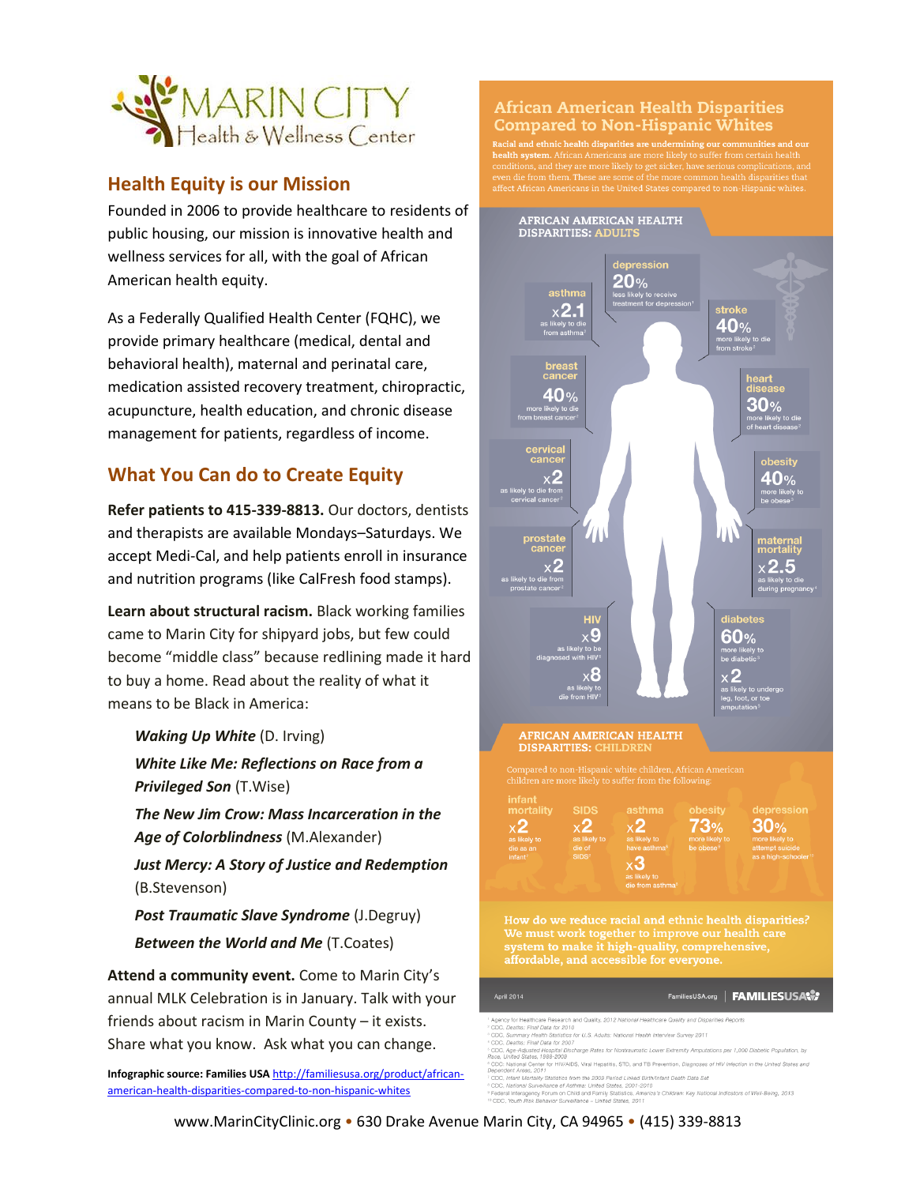# MARIN CITY Health & Wellness Center

## Health Equity is our Mission

Founded in 2006 to provide healthcare to residents of public housing, our mission is innovative health and wellness services for all, with the goal of African American health equity.

As a Federally Qualified Health Center (FQHC), we provide primary healthcare (medical, dental and behavioral health), maternal and perinatal care, medication assisted recovery treatment, chiropractic, acupuncture, health education, and chronic disease management for patients, regardless of income.

## What You Can do to Create Equity

**Refer patients to 415-339-8813.** Our doctors, dentists and therapists are available Mondays–Saturdays. We accept Medi-Cal, and help patients enroll in insurance and nutrition programs (like CalFresh food stamps).

**Learn about structural racism.** Black working families came to Marin City for shipyard jobs, but few could become "middle class" because redlining made it hard to buy a home. Read about the reality of what it means to be Black in America:

- ***Waking Up White*** (D. Irving)
- ***White Like Me: Reflections on Race from a Privileged Son*** (T.Wise)
- ***The New Jim Crow: Mass Incarceration in the Age of Colorblindness*** (M.Alexander)
- ***Just Mercy: A Story of Justice and Redemption*** (B.Stevenson)
- ***Post Traumatic Slave Syndrome*** (J.Degruy)
- ***Between the World and Me*** (T.Coates)

**Attend a community event.** Come to Marin City's annual MLK Celebration is in January. Talk with your friends about racism in Marin County – it exists. Share what you know. Ask what you can change.

**Infographic source: Families USA** http://familiesusa.org/product/african-american-health-disparities-compared-to-non-hispanic-whites

## African American Health Disparities Compared to Non-Hispanic Whites

**Racial and ethnic health disparities are undermining our communities and our health system.** African Americans are more likely to suffer from certain health conditions, and they are more likely to get sicker, have serious complications, and even die from them. These are some of the more common health disparities that affect African Americans in the United States compared to non-Hispanic whites.

### African American Health Disparities: Adults

- **asthma** – x2.1 as likely to die from asthma[2]
- **depression** – 20% less likely to receive treatment for depression[1]
- **stroke** – 40% more likely to die from stroke[3]
- **breast cancer** – 40% more likely to die from breast cancer[2]
- **heart disease** – 30% more likely to die of heart disease[2]
- **cervical cancer** – x2 as likely to die from cervical cancer[2]
- **obesity** – 40% more likely to be obese[3]
- **prostate cancer** – x2 as likely to die from prostate cancer[2]
- **maternal mortality** – x2.5 as likely to die during pregnancy[4]
- **HIV** – x9 as likely to be diagnosed with HIV[6]; x8 as likely to die from HIV[4]
- **diabetes** – 60% more likely to be diabetic[3]; x2 as likely to undergo leg, foot, or toe amputation[5]

### African American Health Disparities: Children

Compared to non-Hispanic white children, African American children are more likely to suffer from the following:

- **infant mortality** – x2 as likely to die as an infant[7]
- **SIDS** – x2 as likely to die of SIDS[7]
- **asthma** – x2 as likely to have asthma[8]; x3 as likely to die from asthma[8]
- **obesity** – 73% more likely to be obese[9]
- **depression** – 30% more likely to attempt suicide as a high-schooler[10]

**How do we reduce racial and ethnic health disparities? We must work together to improve our health care system to make it high-quality, comprehensive, affordable, and accessible for everyone.**

April 2014 — FamiliesUSA.org | FAMILIESUSA

[1] Agency for Healthcare Research and Quality, 2012 National Healthcare Quality and Disparities Reports
[2] CDC, Deaths: Final Data for 2010
[3] CDC, Summary Health Statistics for U.S. Adults: National Health Interview Survey 2011
[4] CDC, Deaths: Final Data for 2007
[5] CDC, Age-Adjusted Hospital Discharge Rates for Nontraumatic Lower Extremity Amputations per 1,000 Diabetic Population, by Race, United States, 1988-2009
[6] CDC: National Center for HIV/AIDS, Viral Hepatitis, STD, and TB Prevention, Diagnoses of HIV Infection in the United States and Dependent Areas, 2011
[7] CDC, Infant Mortality Statistics from the 2009 Period Linked Birth/Infant Death Data Set
[8] CDC, National Surveillance of Asthma: United States, 2001-2010
[9] Federal Interagency Forum on Child and Family Statistics, America's Children: Key National Indicators of Well-Being, 2013
[10] CDC, Youth Risk Behavior Surveillance – United States, 2011

www.MarinCityClinic.org • 630 Drake Avenue Marin City, CA 94965 • (415) 339-8813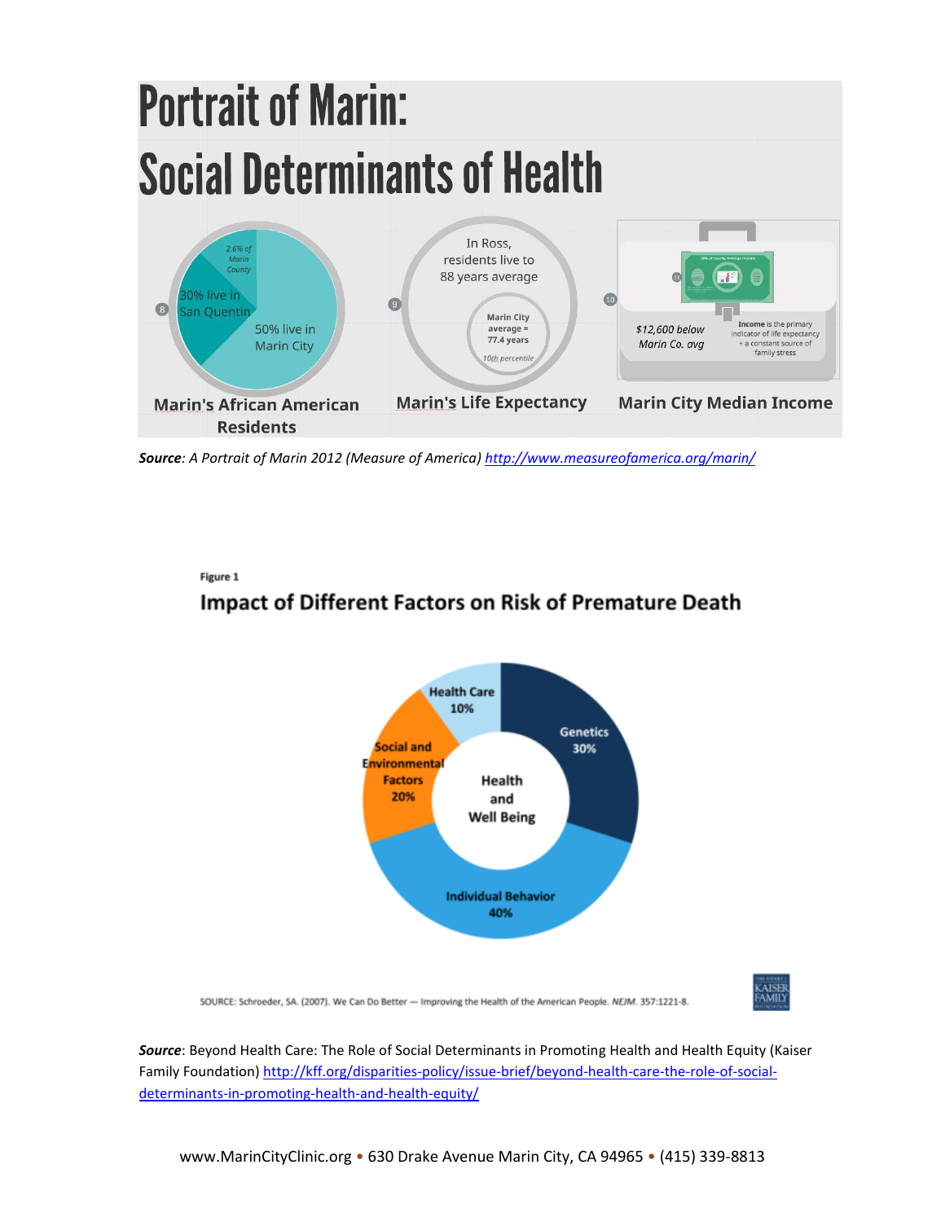# Portrait of Marin:
# Social Determinants of Health

2.6% of Marin County

30% live in San Quentin

50% live in Marin City

8

**Marin's African American Residents**

In Ross, residents live to 88 years average

Marin City average = 77.4 years

10th percentile

9

**Marin's Life Expectancy**

10

11

$12,600 below Marin Co. avg

**Income** is the primary indicator of life expectancy + a constant source of family stress

**Marin City Median Income**

***Source***: *A Portrait of Marin 2012 (Measure of America)* http://www.measureofamerica.org/marin/

Figure 1

## Impact of Different Factors on Risk of Premature Death

Health Care 10%

Genetics 30%

Social and Environmental Factors 20%

Health and Well Being

Individual Behavior 40%

SOURCE: Schroeder, SA. (2007). We Can Do Better — Improving the Health of the American People. *NEJM*. 357:1221-8.

THE HENRY J. KAISER FAMILY FOUNDATION

***Source***: Beyond Health Care: The Role of Social Determinants in Promoting Health and Health Equity (Kaiser Family Foundation) http://kff.org/disparities-policy/issue-brief/beyond-health-care-the-role-of-social-determinants-in-promoting-health-and-health-equity/

www.MarinCityClinic.org • 630 Drake Avenue Marin City, CA 94965 • (415) 339-8813